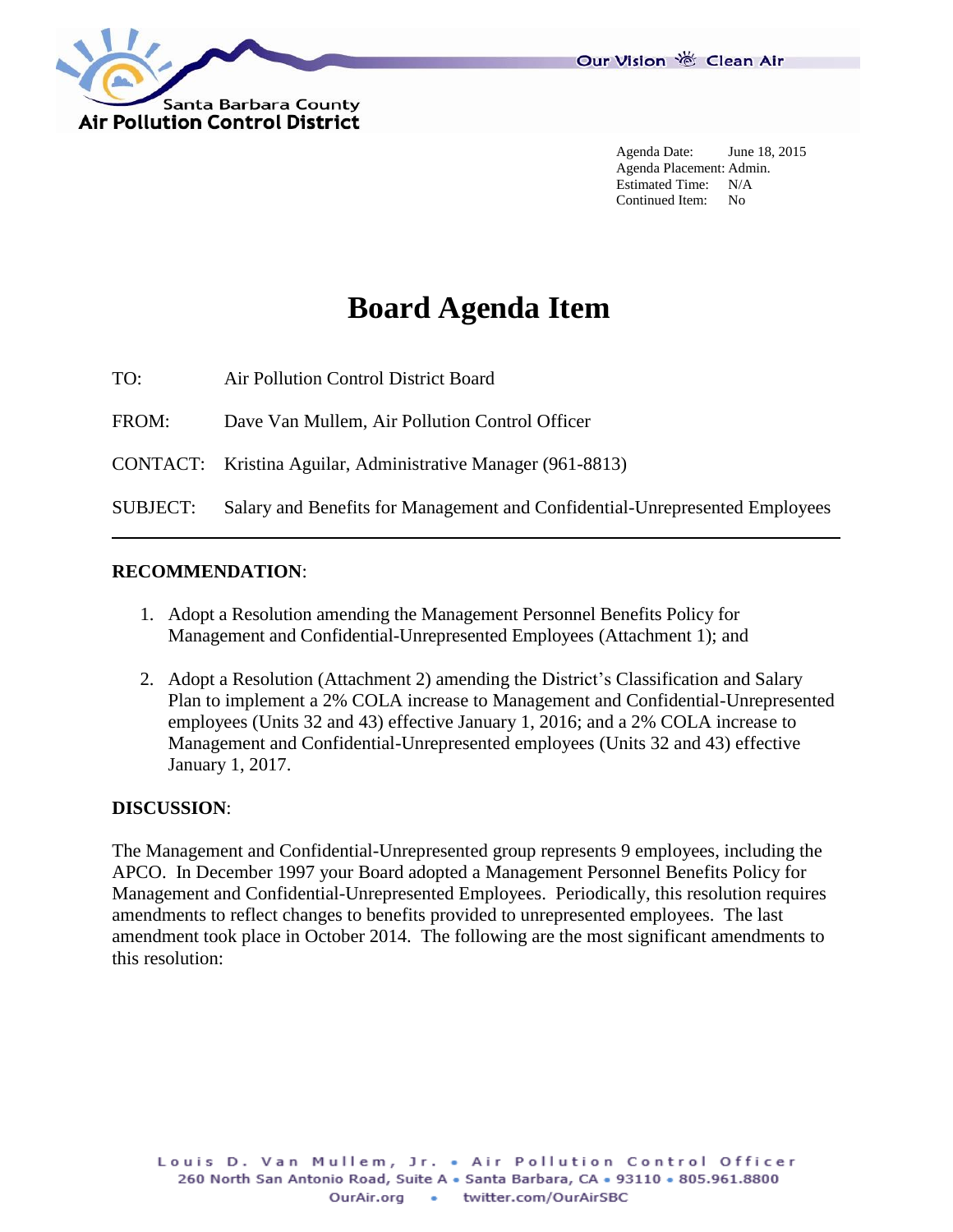Santa Barbara County
Air Pollution Control District

Our Vision Clean Air

Agenda Date: June 18, 2015
Agenda Placement: Admin.
Estimated Time: N/A
Continued Item: No

# Board Agenda Item

TO: Air Pollution Control District Board

FROM: Dave Van Mullem, Air Pollution Control Officer

CONTACT: Kristina Aguilar, Administrative Manager (961-8813)

SUBJECT: Salary and Benefits for Management and Confidential-Unrepresented Employees

---

**RECOMMENDATION**:

1. Adopt a Resolution amending the Management Personnel Benefits Policy for Management and Confidential-Unrepresented Employees (Attachment 1); and
2. Adopt a Resolution (Attachment 2) amending the District's Classification and Salary Plan to implement a 2% COLA increase to Management and Confidential-Unrepresented employees (Units 32 and 43) effective January 1, 2016; and a 2% COLA increase to Management and Confidential-Unrepresented employees (Units 32 and 43) effective January 1, 2017.

**DISCUSSION**:

The Management and Confidential-Unrepresented group represents 9 employees, including the APCO. In December 1997 your Board adopted a Management Personnel Benefits Policy for Management and Confidential-Unrepresented Employees. Periodically, this resolution requires amendments to reflect changes to benefits provided to unrepresented employees. The last amendment took place in October 2014. The following are the most significant amendments to this resolution:

Louis D. Van Mullem, Jr. • Air Pollution Control Officer
260 North San Antonio Road, Suite A • Santa Barbara, CA • 93110 • 805.961.8800
OurAir.org • twitter.com/OurAirSBC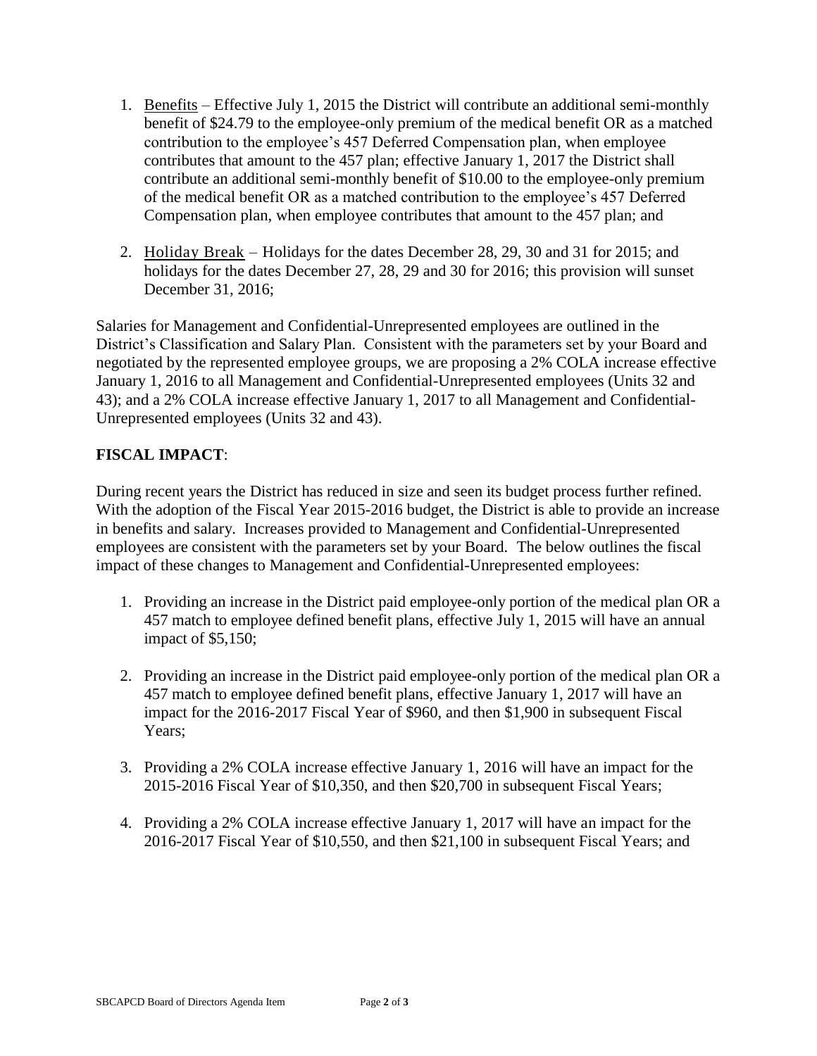1. Benefits – Effective July 1, 2015 the District will contribute an additional semi-monthly benefit of $24.79 to the employee-only premium of the medical benefit OR as a matched contribution to the employee's 457 Deferred Compensation plan, when employee contributes that amount to the 457 plan; effective January 1, 2017 the District shall contribute an additional semi-monthly benefit of $10.00 to the employee-only premium of the medical benefit OR as a matched contribution to the employee's 457 Deferred Compensation plan, when employee contributes that amount to the 457 plan; and

2. Holiday Break – Holidays for the dates December 28, 29, 30 and 31 for 2015; and holidays for the dates December 27, 28, 29 and 30 for 2016; this provision will sunset December 31, 2016;

Salaries for Management and Confidential-Unrepresented employees are outlined in the District's Classification and Salary Plan. Consistent with the parameters set by your Board and negotiated by the represented employee groups, we are proposing a 2% COLA increase effective January 1, 2016 to all Management and Confidential-Unrepresented employees (Units 32 and 43); and a 2% COLA increase effective January 1, 2017 to all Management and Confidential-Unrepresented employees (Units 32 and 43).

**FISCAL IMPACT**:

During recent years the District has reduced in size and seen its budget process further refined. With the adoption of the Fiscal Year 2015-2016 budget, the District is able to provide an increase in benefits and salary. Increases provided to Management and Confidential-Unrepresented employees are consistent with the parameters set by your Board. The below outlines the fiscal impact of these changes to Management and Confidential-Unrepresented employees:

1. Providing an increase in the District paid employee-only portion of the medical plan OR a 457 match to employee defined benefit plans, effective July 1, 2015 will have an annual impact of $5,150;

2. Providing an increase in the District paid employee-only portion of the medical plan OR a 457 match to employee defined benefit plans, effective January 1, 2017 will have an impact for the 2016-2017 Fiscal Year of $960, and then $1,900 in subsequent Fiscal Years;

3. Providing a 2% COLA increase effective January 1, 2016 will have an impact for the 2015-2016 Fiscal Year of $10,350, and then $20,700 in subsequent Fiscal Years;

4. Providing a 2% COLA increase effective January 1, 2017 will have an impact for the 2016-2017 Fiscal Year of $10,550, and then $21,100 in subsequent Fiscal Years; and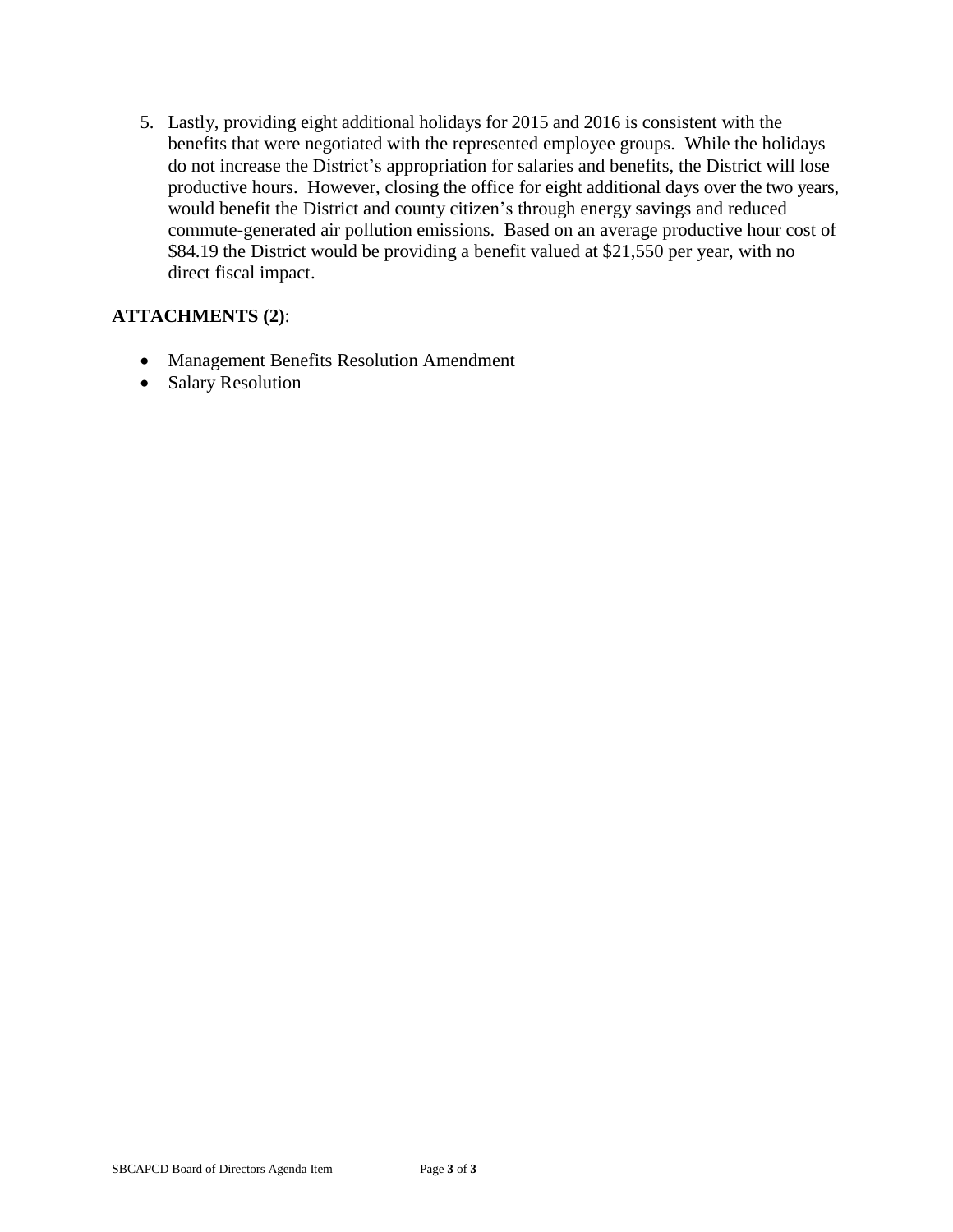5. Lastly, providing eight additional holidays for 2015 and 2016 is consistent with the benefits that were negotiated with the represented employee groups. While the holidays do not increase the District's appropriation for salaries and benefits, the District will lose productive hours. However, closing the office for eight additional days over the two years, would benefit the District and county citizen's through energy savings and reduced commute-generated air pollution emissions. Based on an average productive hour cost of $84.19 the District would be providing a benefit valued at $21,550 per year, with no direct fiscal impact.

**ATTACHMENTS (2)**:

- Management Benefits Resolution Amendment
- Salary Resolution